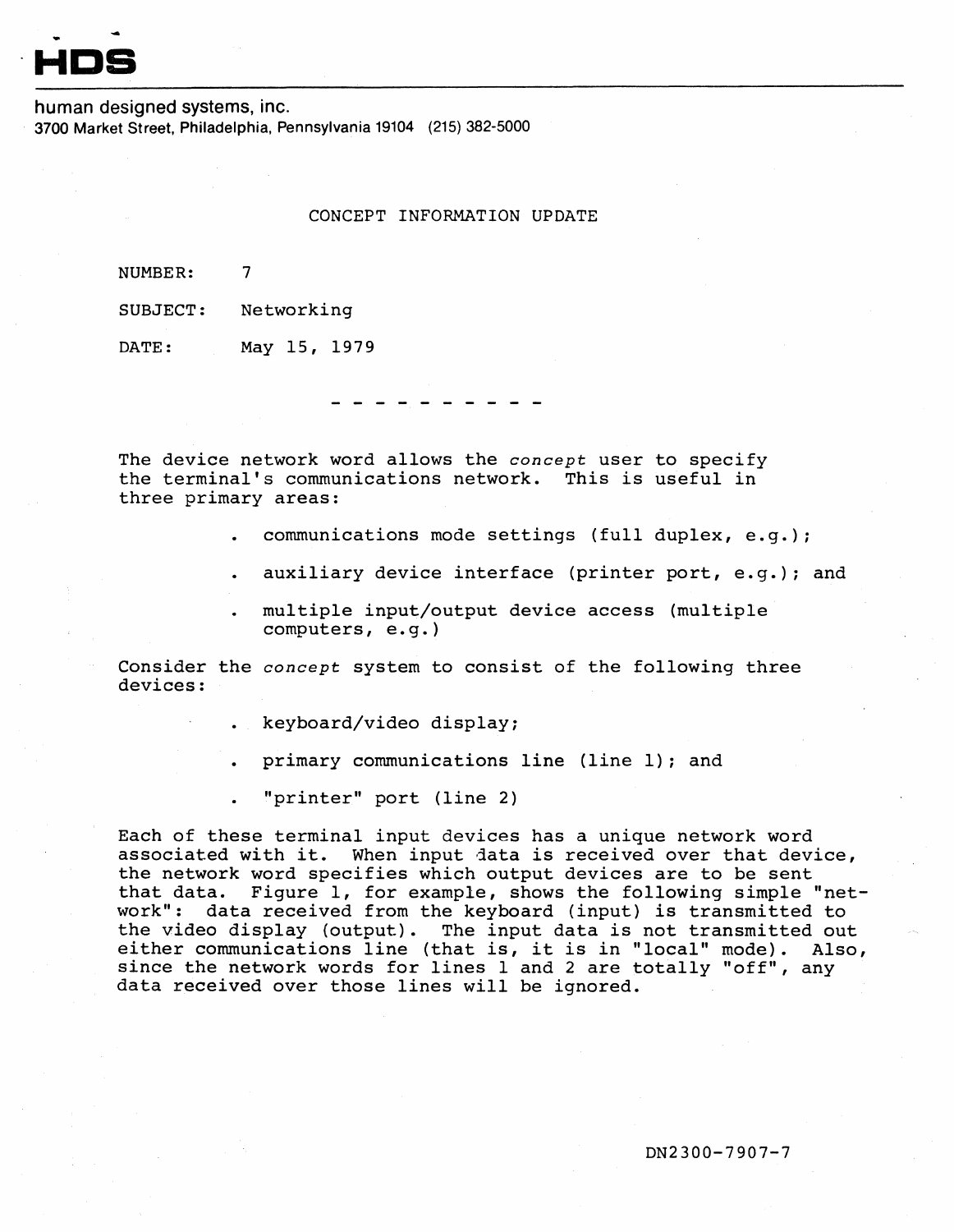**HDS**

human designed systems, inc.
3700 Market Street, Philadelphia, Pennsylvania 19104 (215) 382-5000

# CONCEPT INFORMATION UPDATE

NUMBER: 7

SUBJECT: Networking

DATE: May 15, 1979

\- - - - - - - - - -

The device network word allows the *concept* user to specify the terminal's communications network. This is useful in three primary areas:

- communications mode settings (full duplex, e.g.);
- auxiliary device interface (printer port, e.g.); and
- multiple input/output device access (multiple computers, e.g.)

Consider the *concept* system to consist of the following three devices:

- keyboard/video display;
- primary communications line (line 1); and
- "printer" port (line 2)

Each of these terminal input devices has a unique network word associated with it. When input data is received over that device, the network word specifies which output devices are to be sent that data. Figure 1, for example, shows the following simple "network": data received from the keyboard (input) is transmitted to the video display (output). The input data is not transmitted out either communications line (that is, it is in "local" mode). Also, since the network words for lines 1 and 2 are totally "off", any data received over those lines will be ignored.

DN2300-7907-7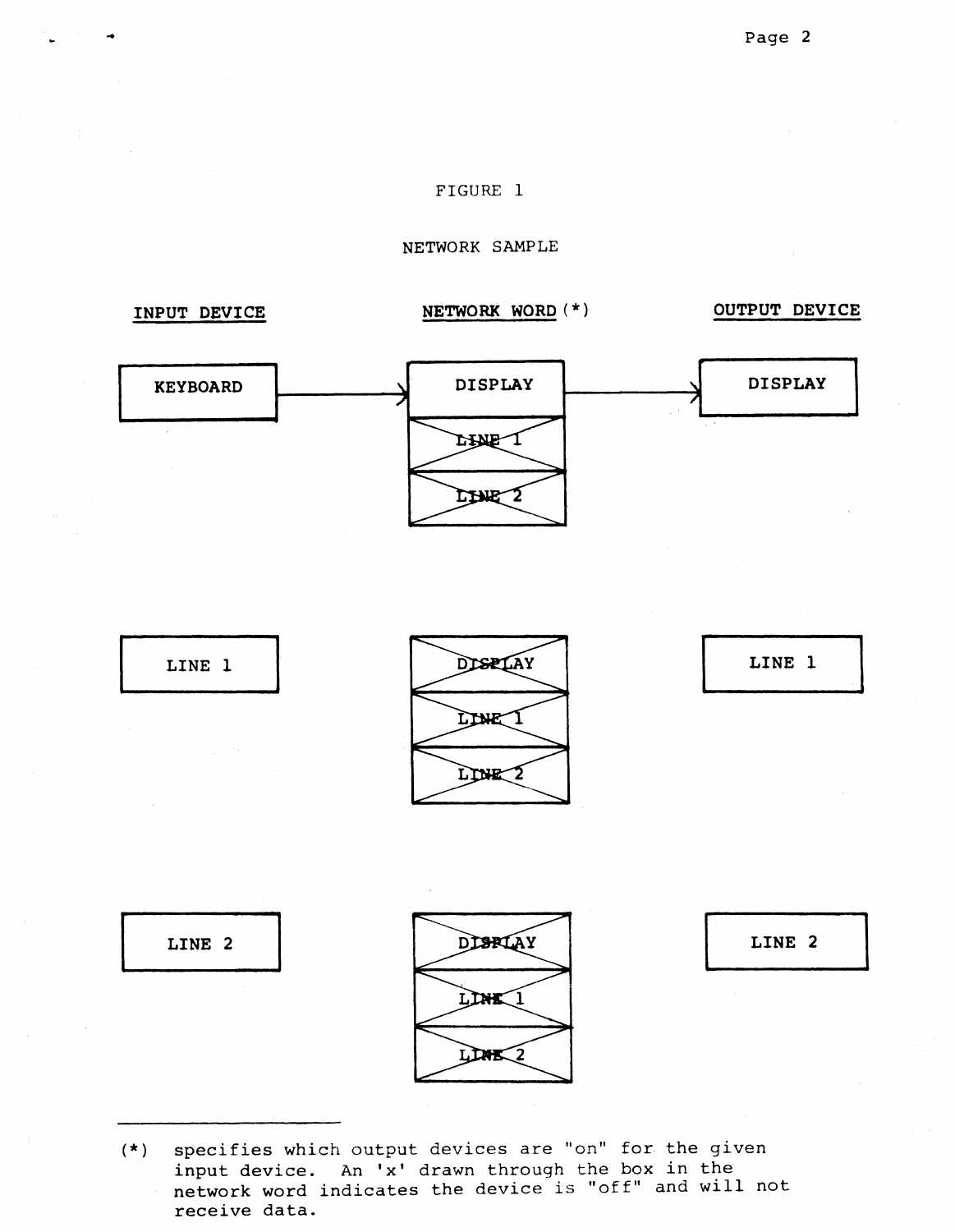FIGURE 1

NETWORK SAMPLE

| INPUT DEVICE | NETWORK WORD (*) | OUTPUT DEVICE |
|---|---|---|
| KEYBOARD → | DISPLAY → | DISPLAY |
| | ~~LINE 1~~ | |
| | ~~LINE 2~~ | |
| LINE 1 | ~~DISPLAY~~ | LINE 1 |
| | ~~LINE 1~~ | |
| | ~~LINE 2~~ | |
| LINE 2 | ~~DISPLAY~~ | LINE 2 |
| | ~~LINE 1~~ | |
| | ~~LINE 2~~ | |

---

(*) specifies which output devices are "on" for the given input device. An 'x' drawn through the box in the network word indicates the device is "off" and will not receive data.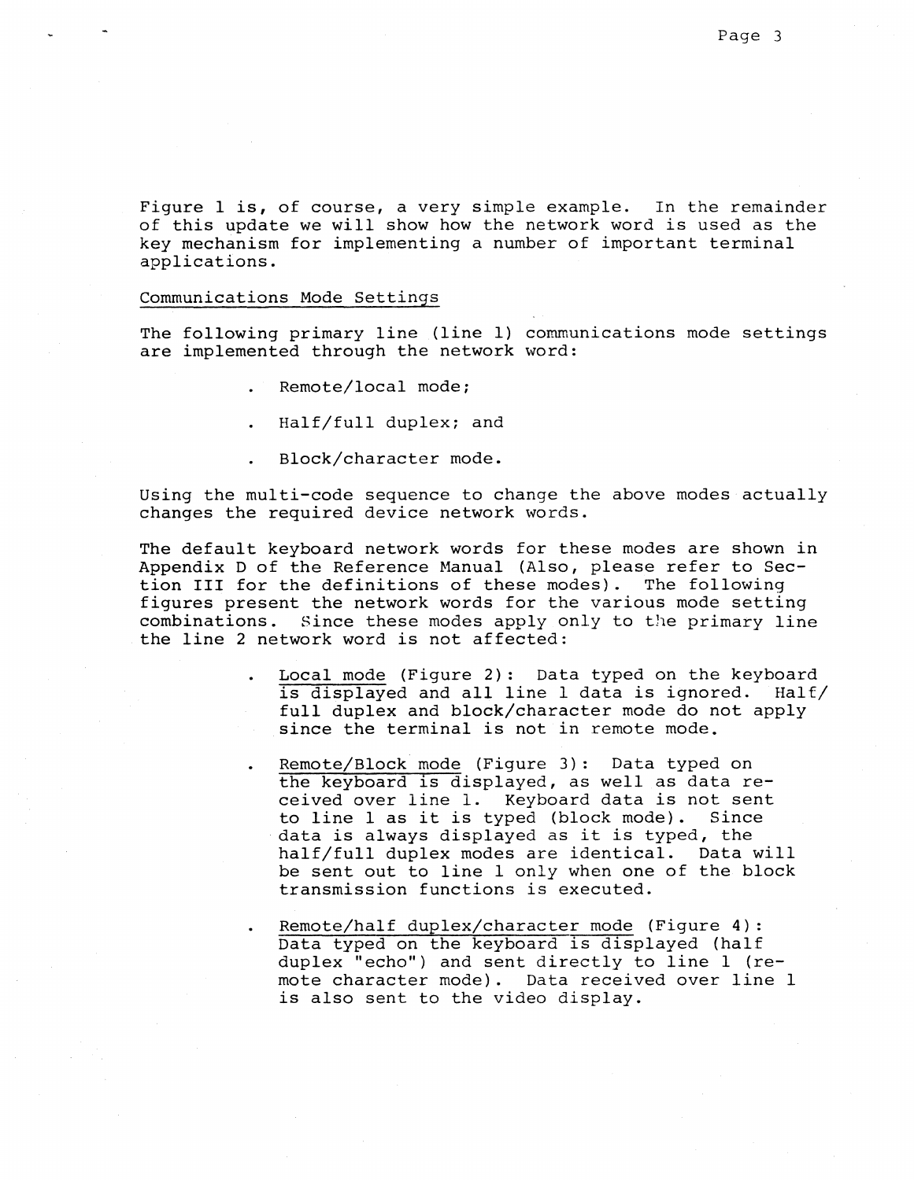Figure 1 is, of course, a very simple example. In the remainder of this update we will show how the network word is used as the key mechanism for implementing a number of important terminal applications.

Communications Mode Settings

The following primary line (line 1) communications mode settings are implemented through the network word:

- Remote/local mode;
- Half/full duplex; and
- Block/character mode.

Using the multi-code sequence to change the above modes actually changes the required device network words.

The default keyboard network words for these modes are shown in Appendix D of the Reference Manual (Also, please refer to Section III for the definitions of these modes). The following figures present the network words for the various mode setting combinations. Since these modes apply only to the primary line the line 2 network word is not affected:

- Local mode (Figure 2): Data typed on the keyboard is displayed and all line 1 data is ignored. Half/full duplex and block/character mode do not apply since the terminal is not in remote mode.

- Remote/Block mode (Figure 3): Data typed on the keyboard is displayed, as well as data received over line 1. Keyboard data is not sent to line 1 as it is typed (block mode). Since data is always displayed as it is typed, the half/full duplex modes are identical. Data will be sent out to line 1 only when one of the block transmission functions is executed.

- Remote/half duplex/character mode (Figure 4): Data typed on the keyboard is displayed (half duplex "echo") and sent directly to line 1 (remote character mode). Data received over line 1 is also sent to the video display.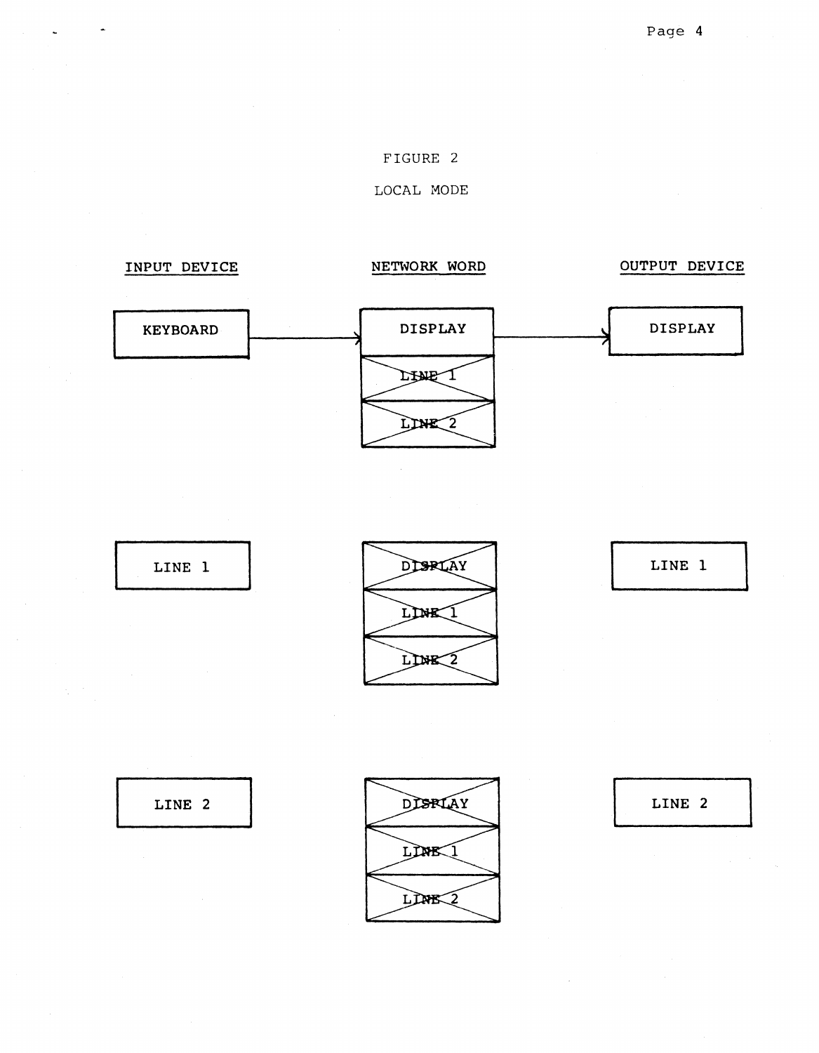FIGURE 2

LOCAL MODE

| INPUT DEVICE | NETWORK WORD | OUTPUT DEVICE |
| --- | --- | --- |
| KEYBOARD → | DISPLAY<br>~~LINE 1~~<br>~~LINE 2~~ | → DISPLAY |
| LINE 1 | ~~DISPLAY~~<br>~~LINE 1~~<br>~~LINE 2~~ | LINE 1 |
| LINE 2 | ~~DISPLAY~~<br>~~LINE 1~~<br>~~LINE 2~~ | LINE 2 |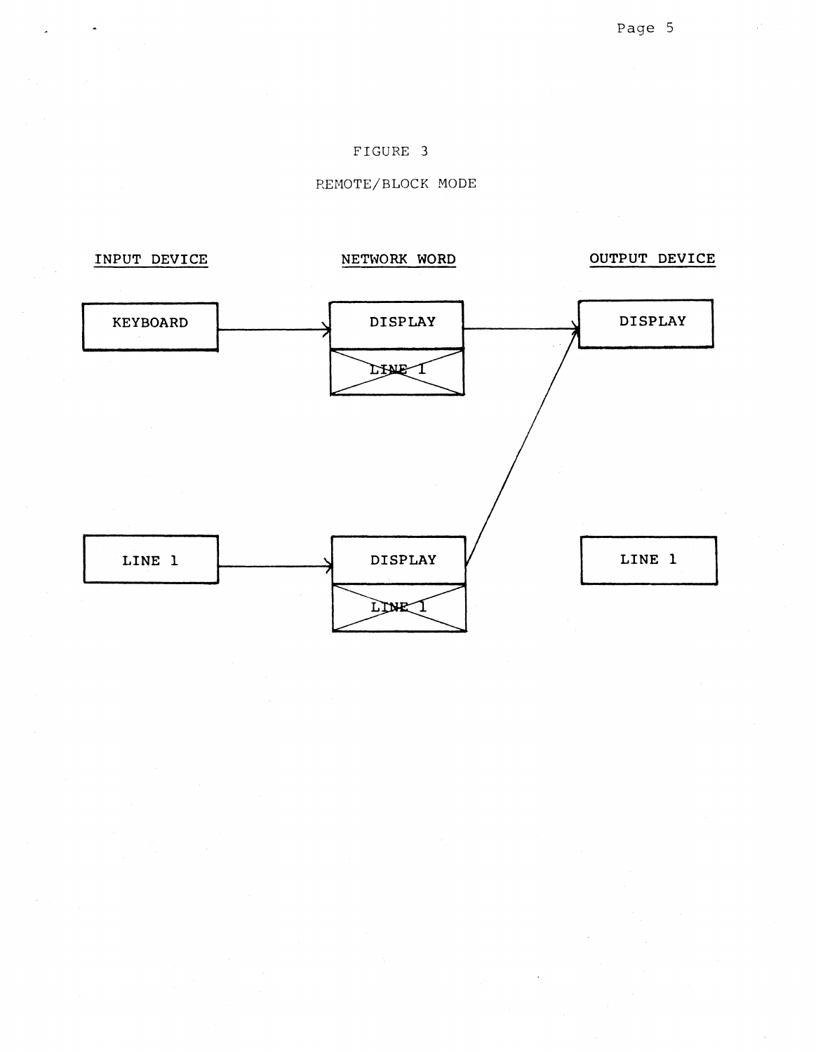FIGURE 3

REMOTE/BLOCK MODE

| INPUT DEVICE | NETWORK WORD | OUTPUT DEVICE |
|---|---|---|
| KEYBOARD → | DISPLAY / ~~LINE 1~~ → | DISPLAY |
| LINE 1 → | DISPLAY / ~~LINE 1~~ → (to DISPLAY) | LINE 1 |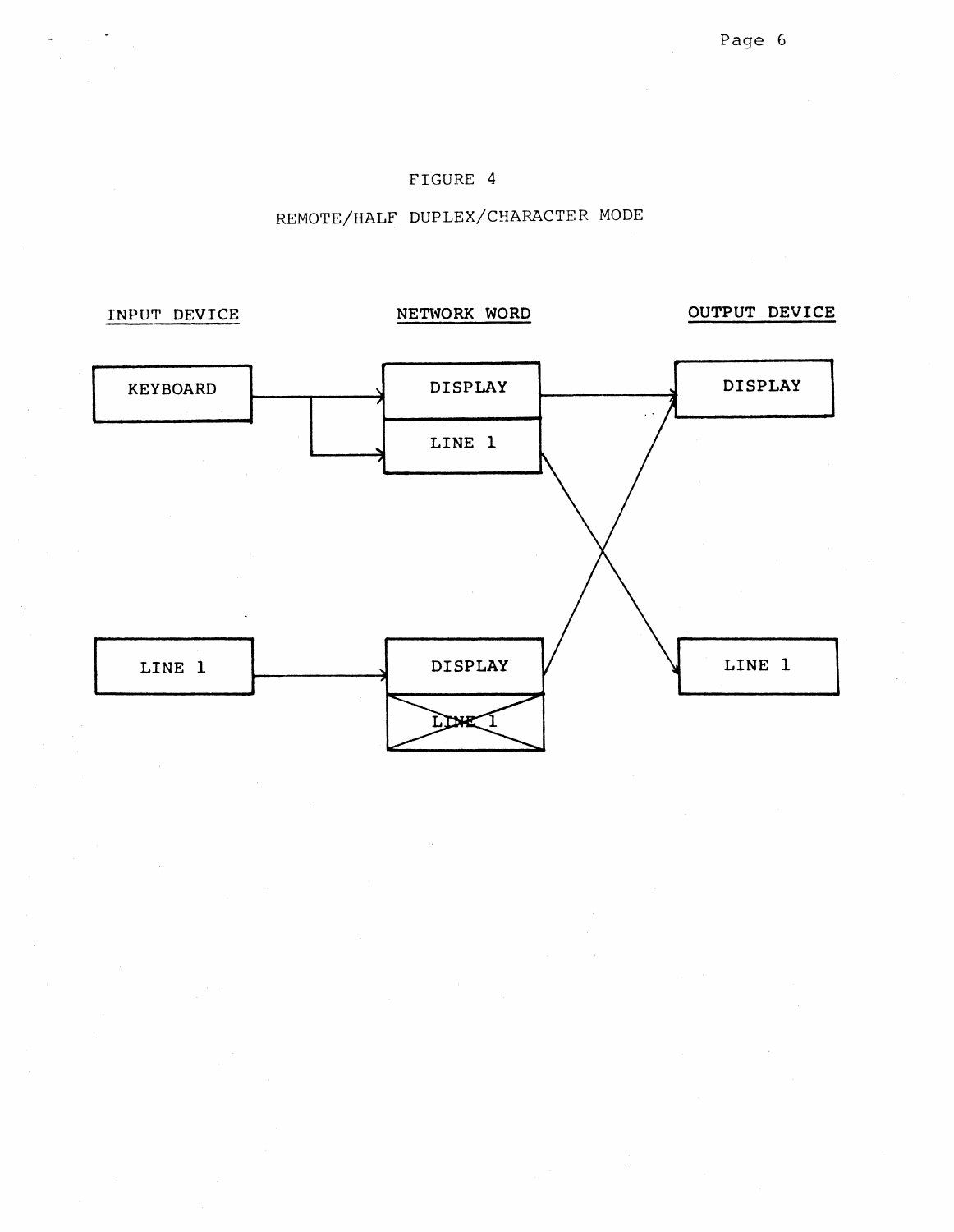FIGURE 4

REMOTE/HALF DUPLEX/CHARACTER MODE

INPUT DEVICE

NETWORK WORD

OUTPUT DEVICE

KEYBOARD

DISPLAY

LINE 1

DISPLAY

LINE 1

DISPLAY

LINE 1

LINE 1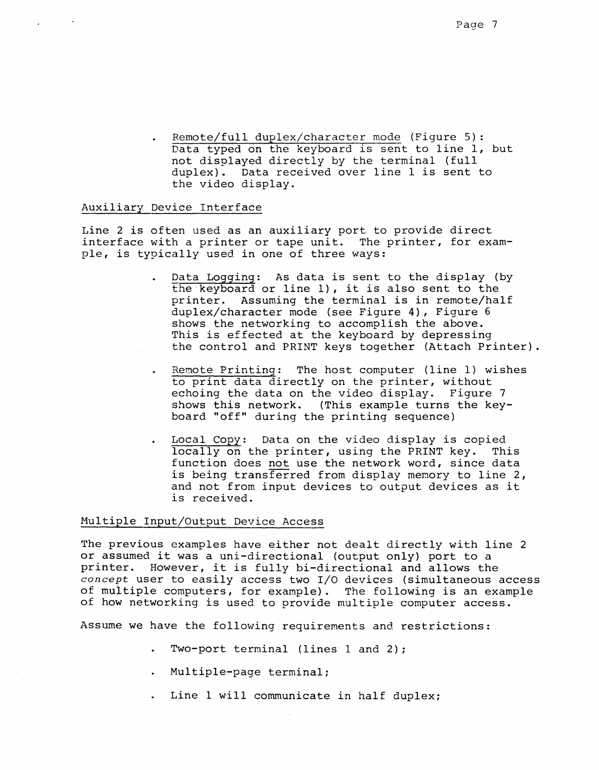- Remote/full duplex/character mode (Figure 5): Data typed on the keyboard is sent to line 1, but not displayed directly by the terminal (full duplex). Data received over line 1 is sent to the video display.

Auxiliary Device Interface

Line 2 is often used as an auxiliary port to provide direct interface with a printer or tape unit. The printer, for example, is typically used in one of three ways:

- Data Logging: As data is sent to the display (by the keyboard or line 1), it is also sent to the printer. Assuming the terminal is in remote/half duplex/character mode (see Figure 4), Figure 6 shows the networking to accomplish the above. This is effected at the keyboard by depressing the control and PRINT keys together (Attach Printer).

- Remote Printing: The host computer (line 1) wishes to print data directly on the printer, without echoing the data on the video display. Figure 7 shows this network. (This example turns the keyboard "off" during the printing sequence)

- Local Copy: Data on the video display is copied locally on the printer, using the PRINT key. This function does not use the network word, since data is being transferred from display memory to line 2, and not from input devices to output devices as it is received.

Multiple Input/Output Device Access

The previous examples have either not dealt directly with line 2 or assumed it was a uni-directional (output only) port to a printer. However, it is fully bi-directional and allows the *concept* user to easily access two I/O devices (simultaneous access of multiple computers, for example). The following is an example of how networking is used to provide multiple computer access.

Assume we have the following requirements and restrictions:

- Two-port terminal (lines 1 and 2);

- Multiple-page terminal;

- Line 1 will communicate in half duplex;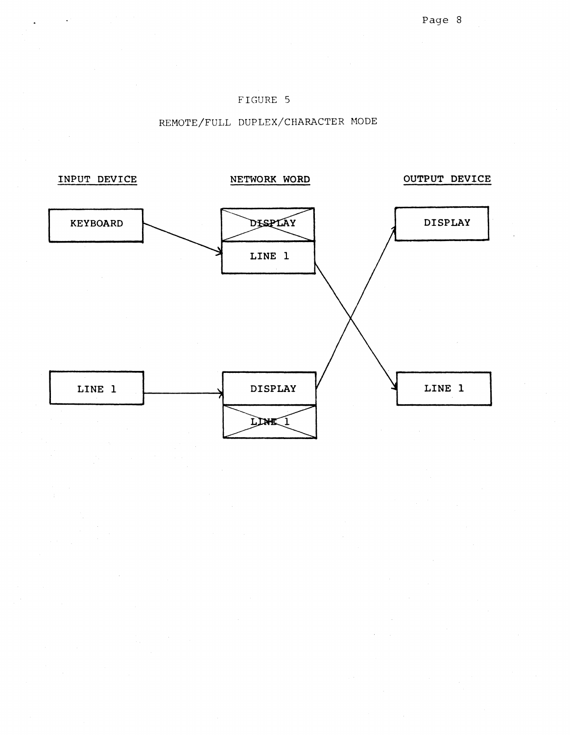FIGURE 5

REMOTE/FULL DUPLEX/CHARACTER MODE

INPUT DEVICE

NETWORK WORD

OUTPUT DEVICE

KEYBOARD

DISPLAY

LINE 1

DISPLAY

LINE 1

DISPLAY

LINE 1

LINE 1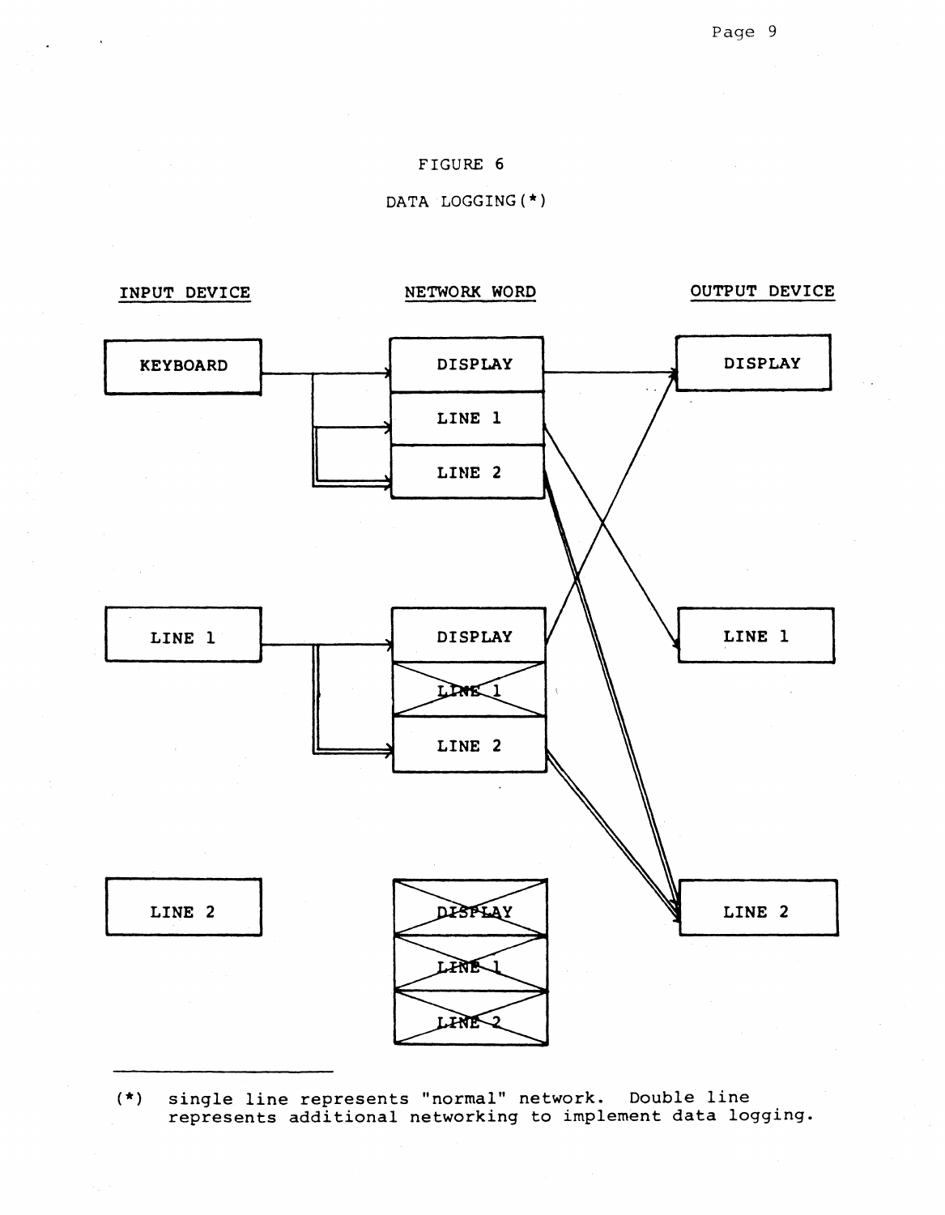FIGURE 6

DATA LOGGING(*)

INPUT DEVICE | NETWORK WORD | OUTPUT DEVICE

KEYBOARD — DISPLAY, LINE 1, LINE 2 — DISPLAY

LINE 1 — DISPLAY, ~~LINE 1~~, LINE 2 — LINE 1

LINE 2 — ~~DISPLAY~~, ~~LINE 1~~, ~~LINE 2~~ — LINE 2

---

(*) single line represents "normal" network. Double line represents additional networking to implement data logging.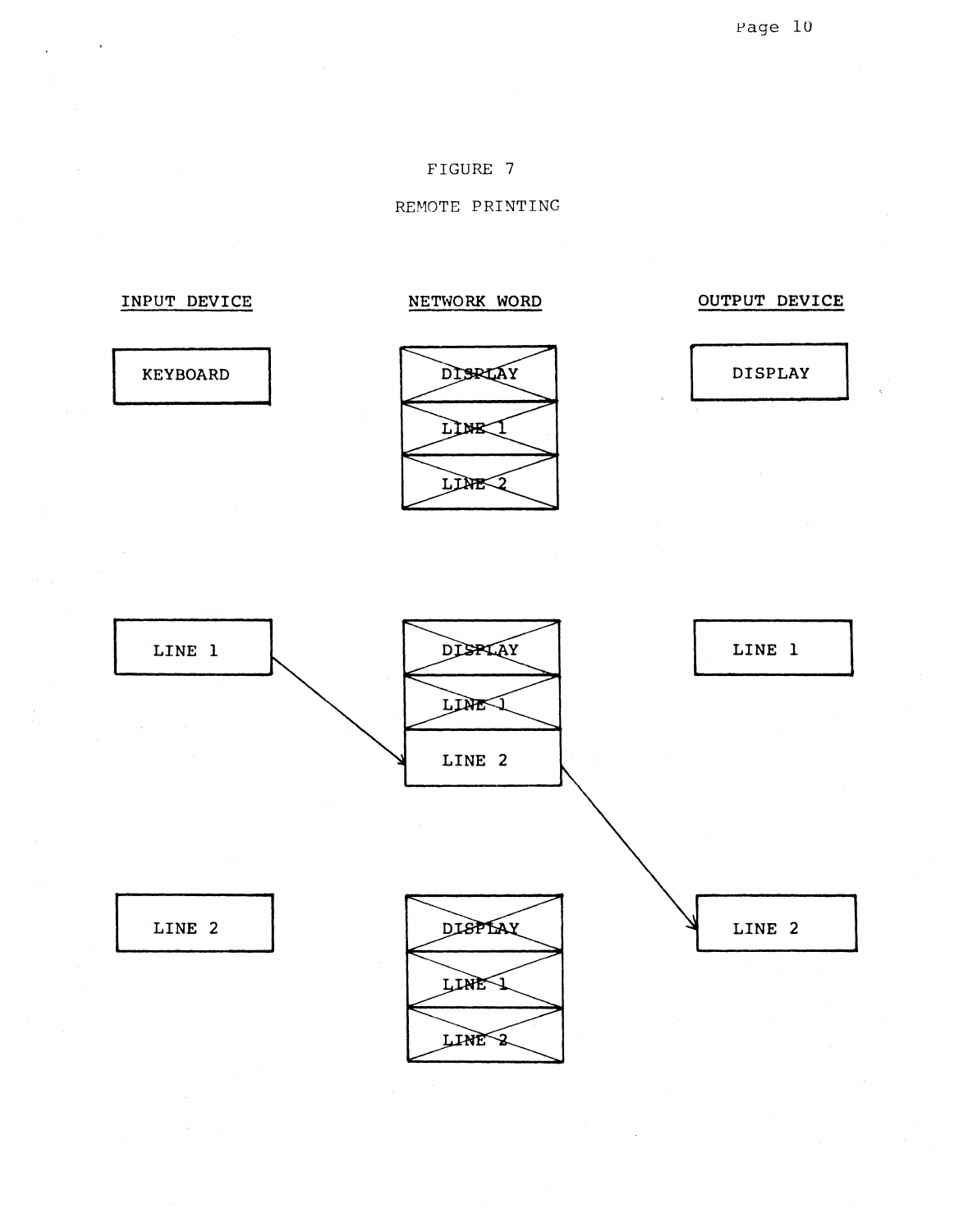FIGURE 7

REMOTE PRINTING

| INPUT DEVICE | NETWORK WORD | OUTPUT DEVICE |
| --- | --- | --- |
| KEYBOARD | ~~DISPLAY~~ / ~~LINE 1~~ / ~~LINE 2~~ | DISPLAY |
| LINE 1 | ~~DISPLAY~~ / ~~LINE 1~~ / LINE 2 | LINE 1 |
| LINE 2 | ~~DISPLAY~~ / ~~LINE 1~~ / ~~LINE 2~~ | LINE 2 |

(Arrows: input LINE 1 → network word LINE 2 → output LINE 2)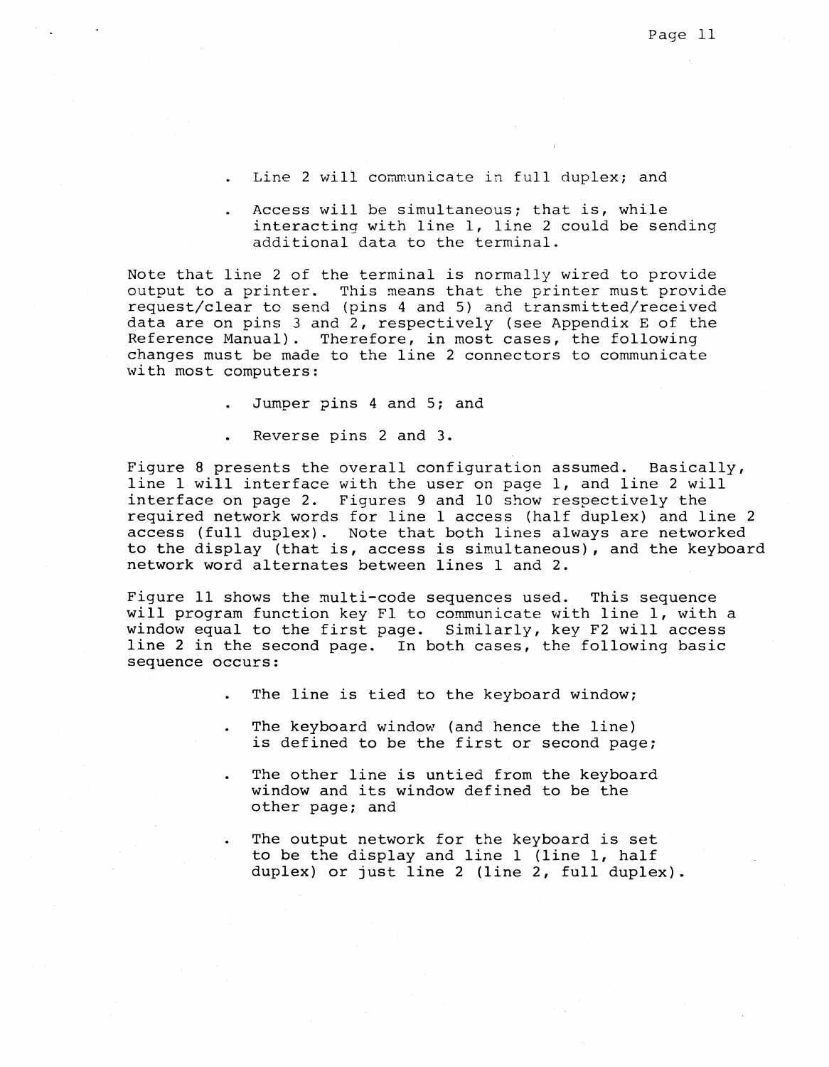- Line 2 will communicate in full duplex; and

- Access will be simultaneous; that is, while interacting with line 1, line 2 could be sending additional data to the terminal.

Note that line 2 of the terminal is normally wired to provide output to a printer. This means that the printer must provide request/clear to send (pins 4 and 5) and transmitted/received data are on pins 3 and 2, respectively (see Appendix E of the Reference Manual). Therefore, in most cases, the following changes must be made to the line 2 connectors to communicate with most computers:

- Jumper pins 4 and 5; and

- Reverse pins 2 and 3.

Figure 8 presents the overall configuration assumed. Basically, line 1 will interface with the user on page 1, and line 2 will interface on page 2. Figures 9 and 10 show respectively the required network words for line 1 access (half duplex) and line 2 access (full duplex). Note that both lines always are networked to the display (that is, access is simultaneous), and the keyboard network word alternates between lines 1 and 2.

Figure 11 shows the multi-code sequences used. This sequence will program function key F1 to communicate with line 1, with a window equal to the first page. Similarly, key F2 will access line 2 in the second page. In both cases, the following basic sequence occurs:

- The line is tied to the keyboard window;

- The keyboard window (and hence the line) is defined to be the first or second page;

- The other line is untied from the keyboard window and its window defined to be the other page; and

- The output network for the keyboard is set to be the display and line 1 (line 1, half duplex) or just line 2 (line 2, full duplex).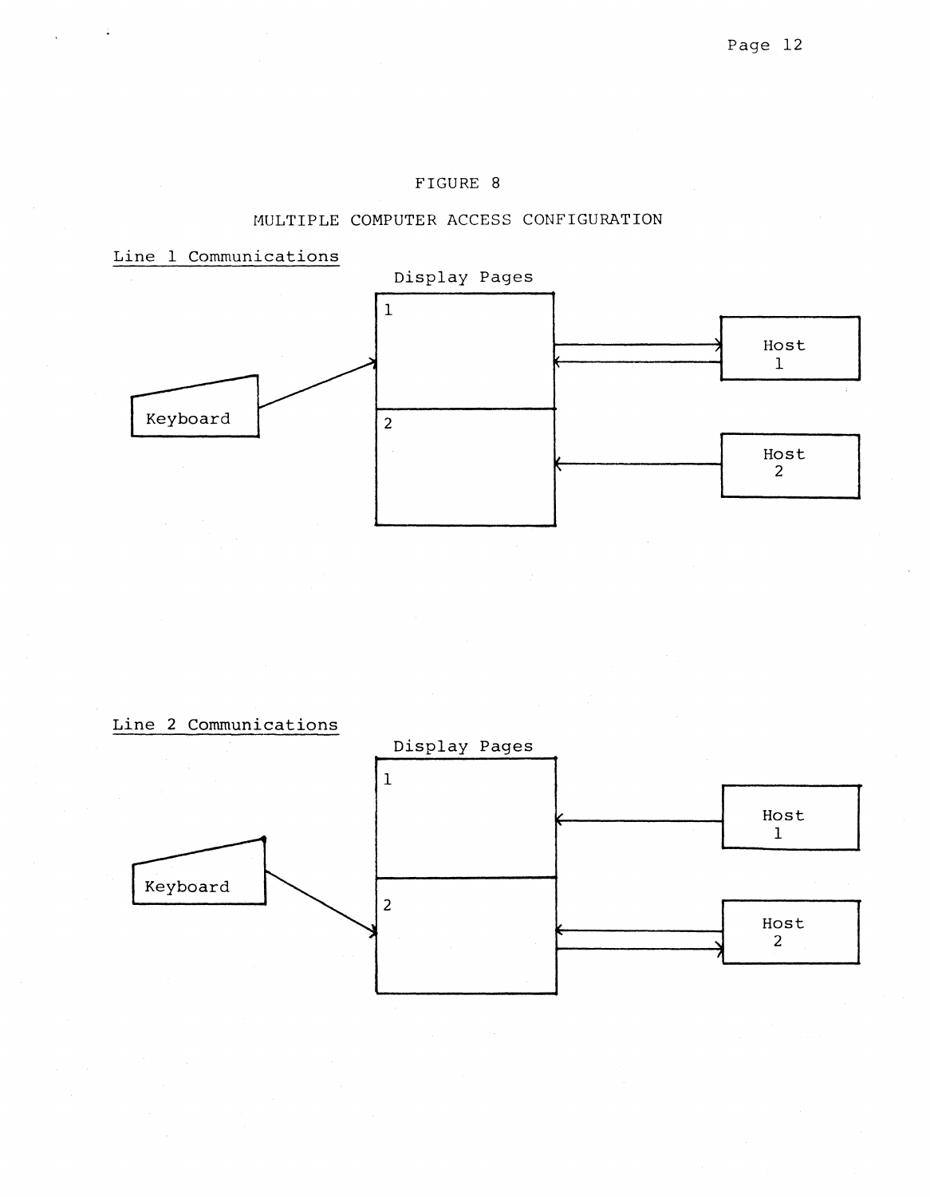FIGURE 8

MULTIPLE COMPUTER ACCESS CONFIGURATION

Line 1 Communications

Display Pages

1

2

Keyboard

Host 1

Host 2

Line 2 Communications

Display Pages

1

2

Keyboard

Host 1

Host 2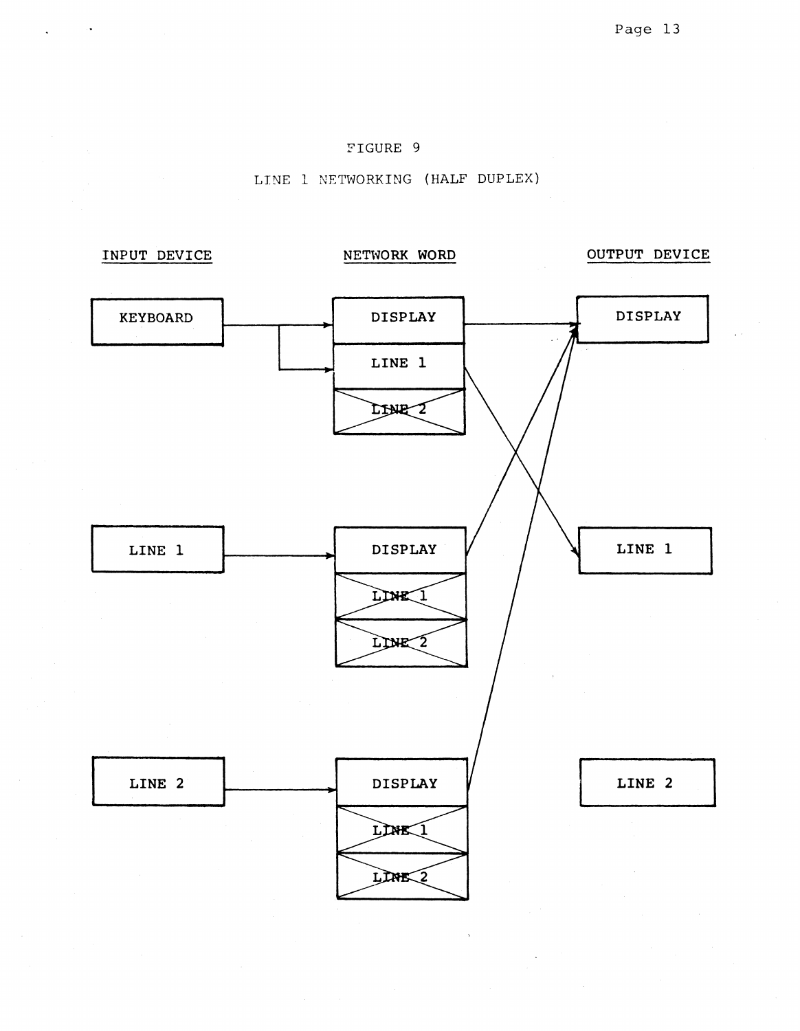FIGURE 9

LINE 1 NETWORKING (HALF DUPLEX)

INPUT DEVICE

NETWORK WORD

OUTPUT DEVICE

KEYBOARD

DISPLAY

LINE 1

LINE 2

DISPLAY

LINE 1

DISPLAY

LINE 1

LINE 2

LINE 1

LINE 2

DISPLAY

LINE 1

LINE 2

LINE 2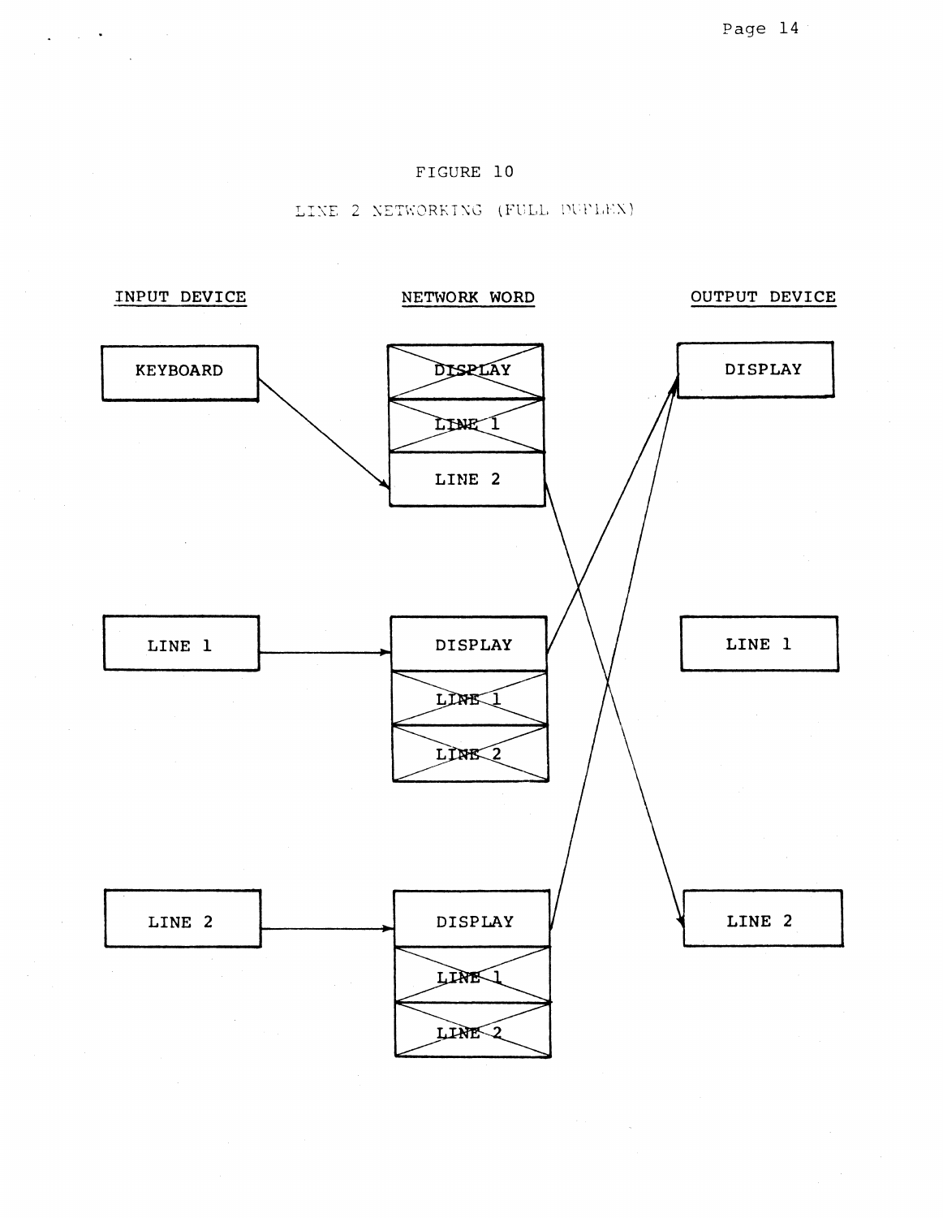FIGURE 10

LINE 2 NETWORKING (FULL DUPLEX)

INPUT DEVICE

NETWORK WORD

OUTPUT DEVICE

KEYBOARD

DISPLAY

LINE 1

LINE 2

DISPLAY

LINE 1

DISPLAY

LINE 1

LINE 2

LINE 1

LINE 2

DISPLAY

LINE 1

LINE 2

LINE 2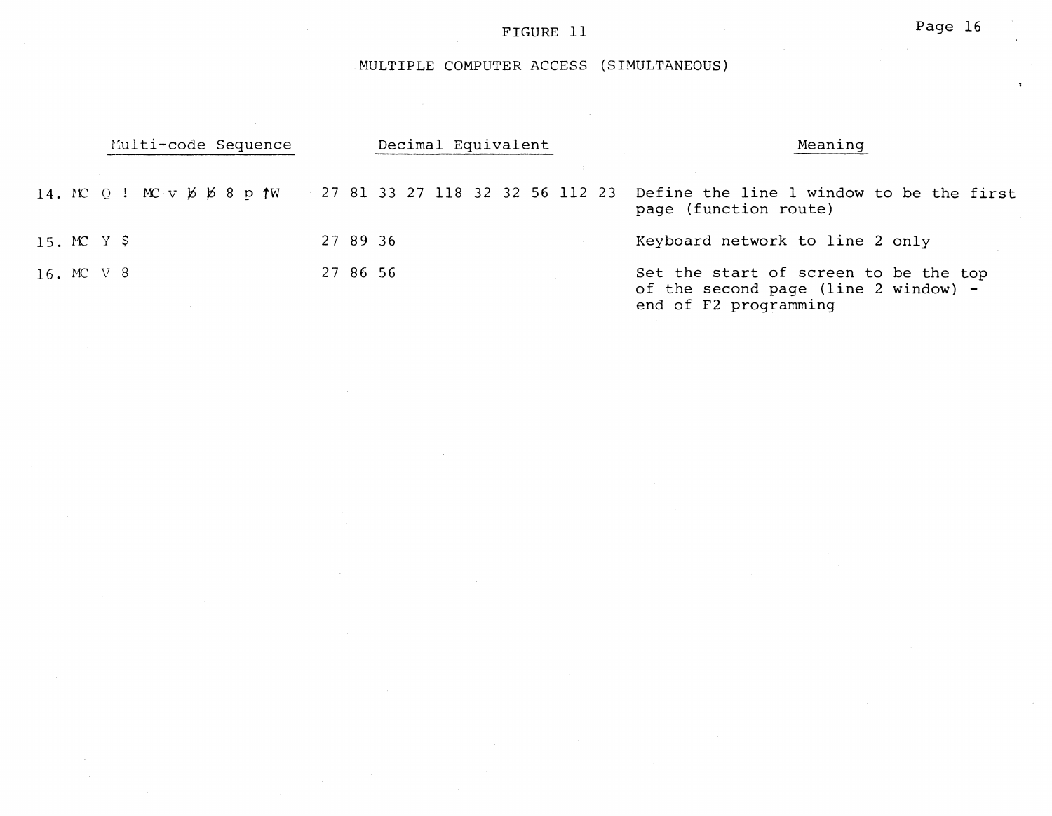FIGURE 11

MULTIPLE COMPUTER ACCESS (SIMULTANEOUS)

| Multi-code Sequence | Decimal Equivalent | Meaning |
|---|---|---|
| 14. MC Q ! MC v ƀ ƀ 8 p ↑W | 27 81 33 27 118 32 32 56 112 23 | Define the line 1 window to be the first page (function route) |
| 15. MC Y $ | 27 89 36 | Keyboard network to line 2 only |
| 16. MC V 8 | 27 86 56 | Set the start of screen to be the top of the second page (line 2 window) - end of F2 programming |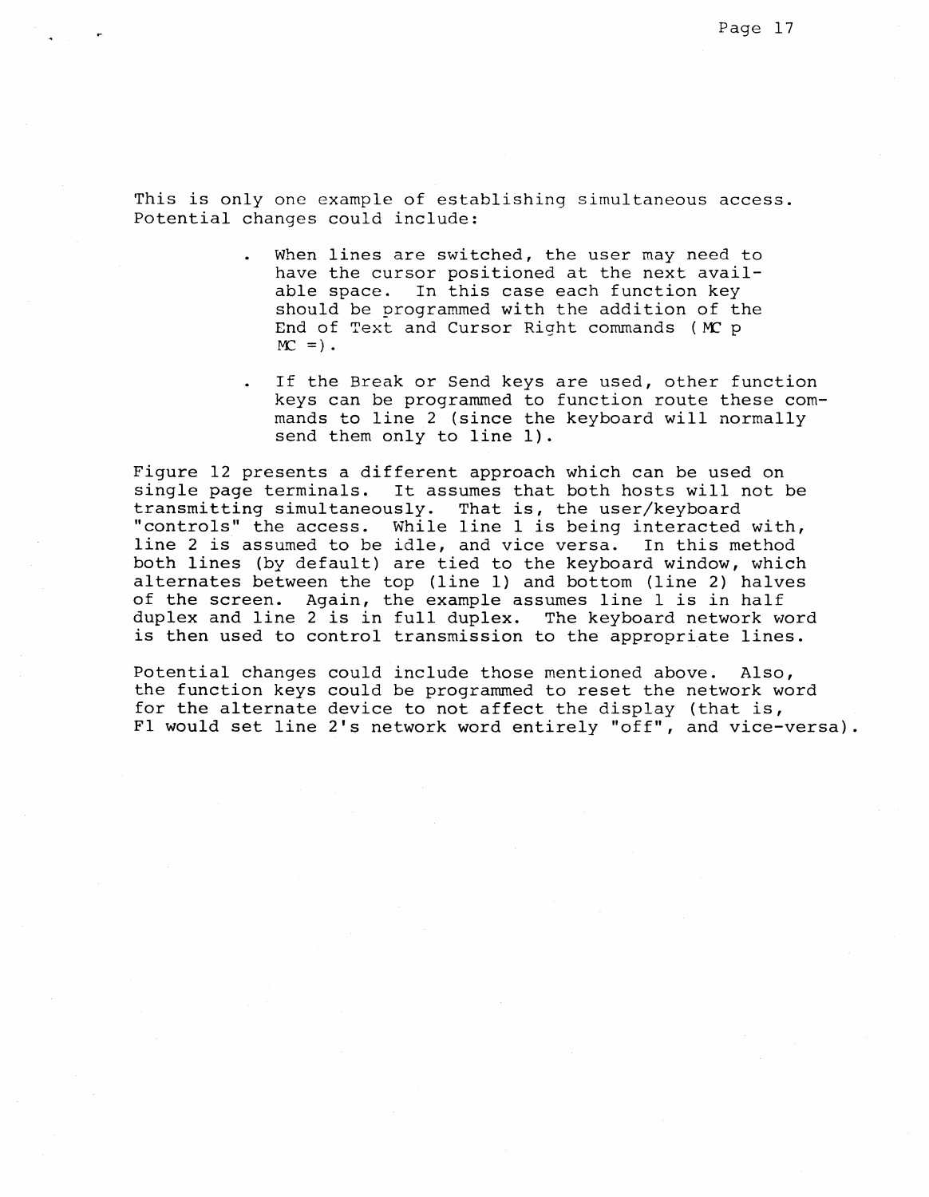This is only one example of establishing simultaneous access. Potential changes could include:

- When lines are switched, the user may need to have the cursor positioned at the next available space. In this case each function key should be programmed with the addition of the End of Text and Cursor Right commands (MC p MC =).

- If the Break or Send keys are used, other function keys can be programmed to function route these commands to line 2 (since the keyboard will normally send them only to line 1).

Figure 12 presents a different approach which can be used on single page terminals. It assumes that both hosts will not be transmitting simultaneously. That is, the user/keyboard "controls" the access. While line 1 is being interacted with, line 2 is assumed to be idle, and vice versa. In this method both lines (by default) are tied to the keyboard window, which alternates between the top (line 1) and bottom (line 2) halves of the screen. Again, the example assumes line 1 is in half duplex and line 2 is in full duplex. The keyboard network word is then used to control transmission to the appropriate lines.

Potential changes could include those mentioned above. Also, the function keys could be programmed to reset the network word for the alternate device to not affect the display (that is, F1 would set line 2's network word entirely "off", and vice-versa).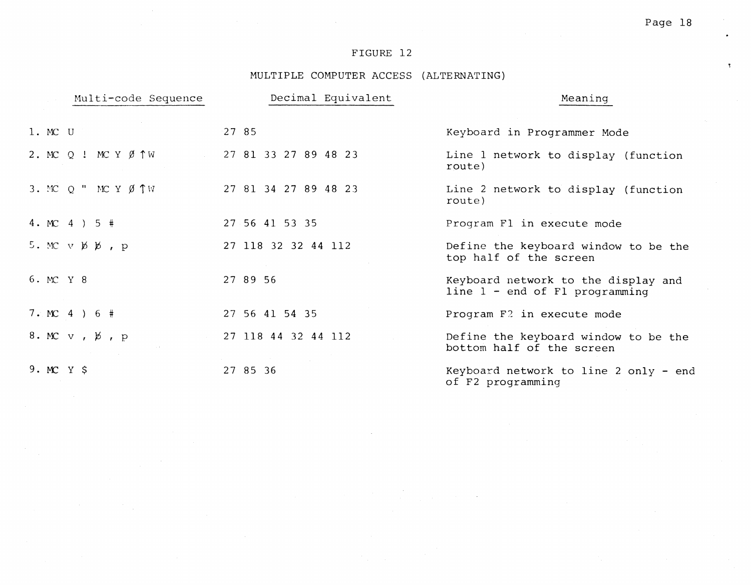# FIGURE 12

## MULTIPLE COMPUTER ACCESS (ALTERNATING)

| Multi-code Sequence | Decimal Equivalent | Meaning |
|---|---|---|
| 1. MC U | 27 85 | Keyboard in Programmer Mode |
| 2. MC Q ! MC Y Ø ↑W | 27 81 33 27 89 48 23 | Line 1 network to display (function route) |
| 3. MC Q " MC Y Ø ↑W | 27 81 34 27 89 48 23 | Line 2 network to display (function route) |
| 4. MC 4 ) 5 # | 27 56 41 53 35 | Program F1 in execute mode |
| 5. MC v ƀ ƀ , p | 27 118 32 32 44 112 | Define the keyboard window to be the top half of the screen |
| 6. MC Y 8 | 27 89 56 | Keyboard network to the display and line 1 - end of F1 programming |
| 7. MC 4 ) 6 # | 27 56 41 54 35 | Program F2 in execute mode |
| 8. MC v , ƀ , p | 27 118 44 32 44 112 | Define the keyboard window to be the bottom half of the screen |
| 9. MC Y $ | 27 85 36 | Keyboard network to line 2 only - end of F2 programming |